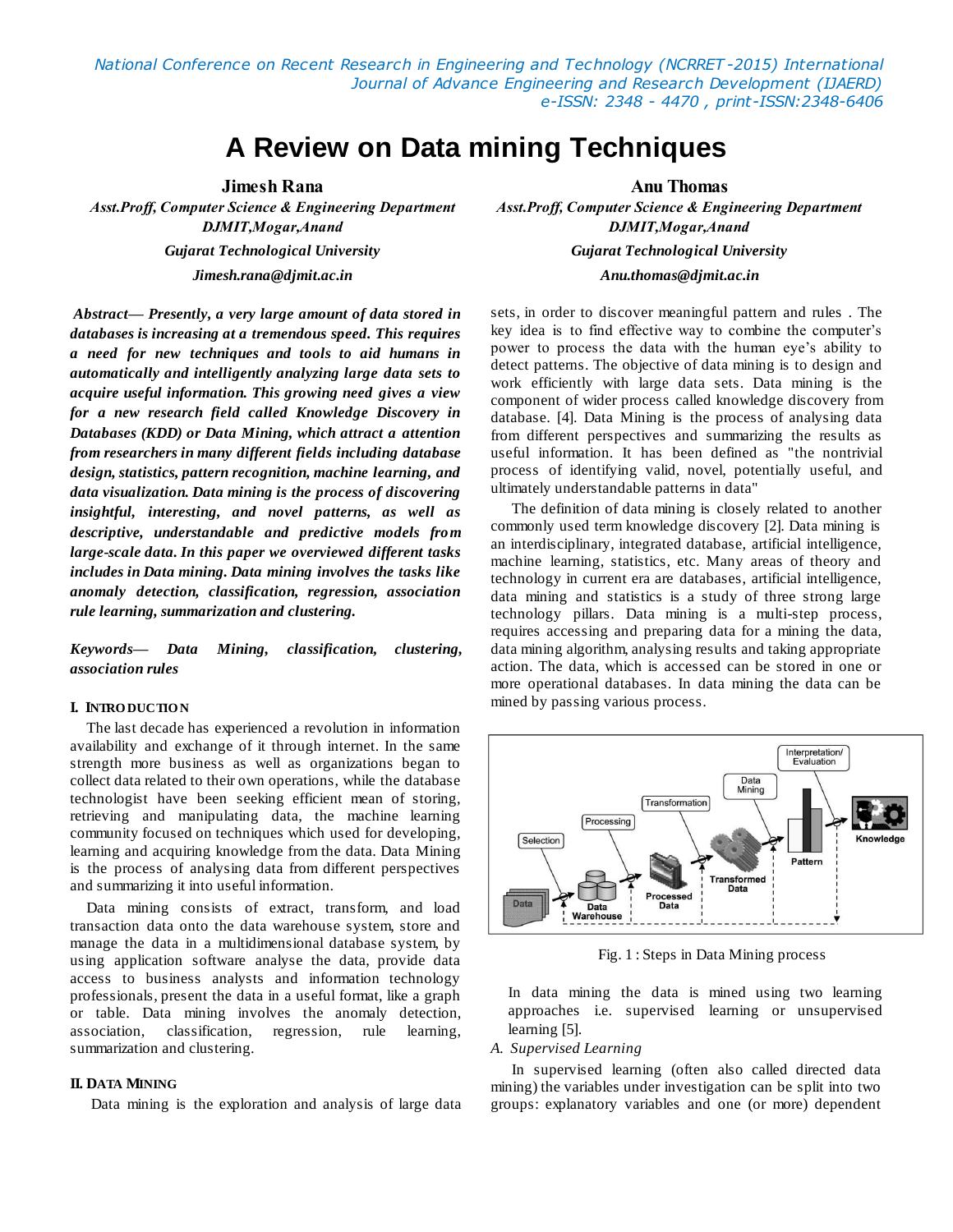# A Review on Data mining Techniques

**Jimesh Rana**
*Asst.Proff, Computer Science & Engineering Department*
*DJMIT,Mogar,Anand*
*Gujarat Technological University*
*Jimesh.rana@djmit.ac.in*

**Anu Thomas**
*Asst.Proff, Computer Science & Engineering Department*
*DJMIT,Mogar,Anand*
*Gujarat Technological University*
*Anu.thomas@djmit.ac.in*

***Abstract*— *Presently, a very large amount of data stored in databases is increasing at a tremendous speed. This requires a need for new techniques and tools to aid humans in automatically and intelligently analyzing large data sets to acquire useful information. This growing need gives a view for a new research field called Knowledge Discovery in Databases (KDD) or Data Mining, which attract a attention from researchers in many different fields including database design, statistics, pattern recognition, machine learning, and data visualization. Data mining is the process of discovering insightful, interesting, and novel patterns, as well as descriptive, understandable and predictive models from large-scale data. In this paper we overviewed different tasks includes in Data mining. Data mining involves the tasks like anomaly detection, classification, regression, association rule learning, summarization and clustering.***

***Keywords*— *Data Mining, classification, clustering, association rules***

## I. Introduction

The last decade has experienced a revolution in information availability and exchange of it through internet. In the same strength more business as well as organizations began to collect data related to their own operations, while the database technologist have been seeking efficient mean of storing, retrieving and manipulating data, the machine learning community focused on techniques which used for developing, learning and acquiring knowledge from the data. Data Mining is the process of analysing data from different perspectives and summarizing it into useful information.

Data mining consists of extract, transform, and load transaction data onto the data warehouse system, store and manage the data in a multidimensional database system, by using application software analyse the data, provide data access to business analysts and information technology professionals, present the data in a useful format, like a graph or table. Data mining involves the anomaly detection, association, classification, regression, rule learning, summarization and clustering.

## II. Data Mining

Data mining is the exploration and analysis of large data sets, in order to discover meaningful pattern and rules . The key idea is to find effective way to combine the computer's power to process the data with the human eye's ability to detect patterns. The objective of data mining is to design and work efficiently with large data sets. Data mining is the component of wider process called knowledge discovery from database. [4]. Data Mining is the process of analysing data from different perspectives and summarizing the results as useful information. It has been defined as "the nontrivial process of identifying valid, novel, potentially useful, and ultimately understandable patterns in data"

The definition of data mining is closely related to another commonly used term knowledge discovery [2]. Data mining is an interdisciplinary, integrated database, artificial intelligence, machine learning, statistics, etc. Many areas of theory and technology in current era are databases, artificial intelligence, data mining and statistics is a study of three strong large technology pillars. Data mining is a multi-step process, requires accessing and preparing data for a mining the data, data mining algorithm, analysing results and taking appropriate action. The data, which is accessed can be stored in one or more operational databases. In data mining the data can be mined by passing various process.

Fig. 1 : Steps in Data Mining process

In data mining the data is mined using two learning approaches i.e. supervised learning or unsupervised learning [5].

### *A. Supervised Learning*

In supervised learning (often also called directed data mining) the variables under investigation can be split into two groups: explanatory variables and one (or more) dependent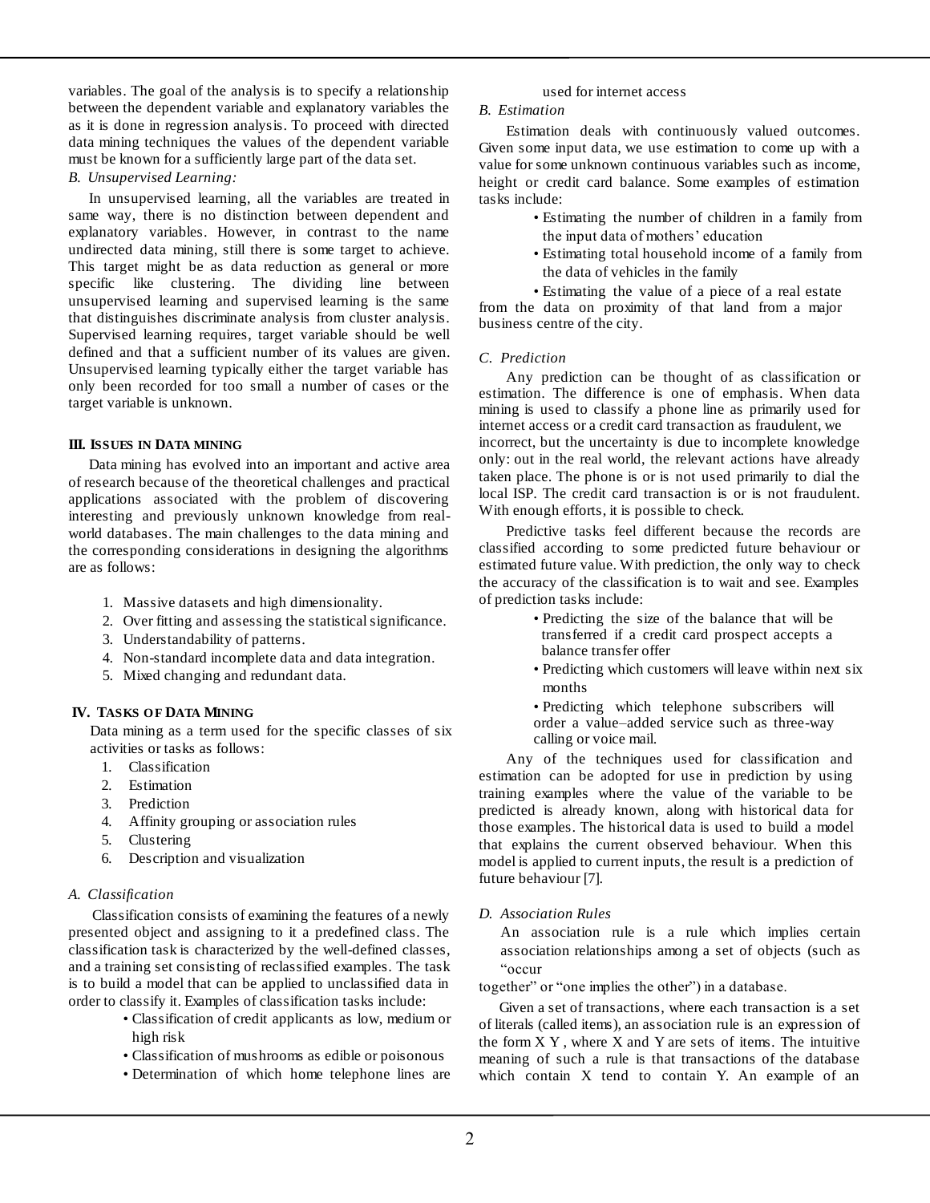variables. The goal of the analysis is to specify a relationship between the dependent variable and explanatory variables the as it is done in regression analysis. To proceed with directed data mining techniques the values of the dependent variable must be known for a sufficiently large part of the data set.

*B. Unsupervised Learning:*

In unsupervised learning, all the variables are treated in same way, there is no distinction between dependent and explanatory variables. However, in contrast to the name undirected data mining, still there is some target to achieve. This target might be as data reduction as general or more specific like clustering. The dividing line between unsupervised learning and supervised learning is the same that distinguishes discriminate analysis from cluster analysis. Supervised learning requires, target variable should be well defined and that a sufficient number of its values are given. Unsupervised learning typically either the target variable has only been recorded for too small a number of cases or the target variable is unknown.

## III. ISSUES IN DATA MINING

Data mining has evolved into an important and active area of research because of the theoretical challenges and practical applications associated with the problem of discovering interesting and previously unknown knowledge from real-world databases. The main challenges to the data mining and the corresponding considerations in designing the algorithms are as follows:

1. Massive datasets and high dimensionality.
2. Over fitting and assessing the statistical significance.
3. Understandability of patterns.
4. Non-standard incomplete data and data integration.
5. Mixed changing and redundant data.

## IV. TASKS OF DATA MINING

Data mining as a term used for the specific classes of six activities or tasks as follows:

1. Classification
2. Estimation
3. Prediction
4. Affinity grouping or association rules
5. Clustering
6. Description and visualization

*A. Classification*

Classification consists of examining the features of a newly presented object and assigning to it a predefined class. The classification task is characterized by the well-defined classes, and a training set consisting of reclassified examples. The task is to build a model that can be applied to unclassified data in order to classify it. Examples of classification tasks include:

- Classification of credit applicants as low, medium or high risk
- Classification of mushrooms as edible or poisonous
- Determination of which home telephone lines are used for internet access

*B. Estimation*

Estimation deals with continuously valued outcomes. Given some input data, we use estimation to come up with a value for some unknown continuous variables such as income, height or credit card balance. Some examples of estimation tasks include:

- Estimating the number of children in a family from the input data of mothers' education
- Estimating total household income of a family from the data of vehicles in the family
- Estimating the value of a piece of a real estate from the data on proximity of that land from a major business centre of the city.

*C. Prediction*

Any prediction can be thought of as classification or estimation. The difference is one of emphasis. When data mining is used to classify a phone line as primarily used for internet access or a credit card transaction as fraudulent, we incorrect, but the uncertainty is due to incomplete knowledge only: out in the real world, the relevant actions have already taken place. The phone is or is not used primarily to dial the local ISP. The credit card transaction is or is not fraudulent. With enough efforts, it is possible to check.

Predictive tasks feel different because the records are classified according to some predicted future behaviour or estimated future value. With prediction, the only way to check the accuracy of the classification is to wait and see. Examples of prediction tasks include:

- Predicting the size of the balance that will be transferred if a credit card prospect accepts a balance transfer offer
- Predicting which customers will leave within next six months
- Predicting which telephone subscribers will order a value–added service such as three-way calling or voice mail.

Any of the techniques used for classification and estimation can be adopted for use in prediction by using training examples where the value of the variable to be predicted is already known, along with historical data for those examples. The historical data is used to build a model that explains the current observed behaviour. When this model is applied to current inputs, the result is a prediction of future behaviour [7].

*D. Association Rules*

An association rule is a rule which implies certain association relationships among a set of objects (such as "occur together" or "one implies the other") in a database.

Given a set of transactions, where each transaction is a set of literals (called items), an association rule is an expression of the form X Y , where X and Y are sets of items. The intuitive meaning of such a rule is that transactions of the database which contain X tend to contain Y. An example of an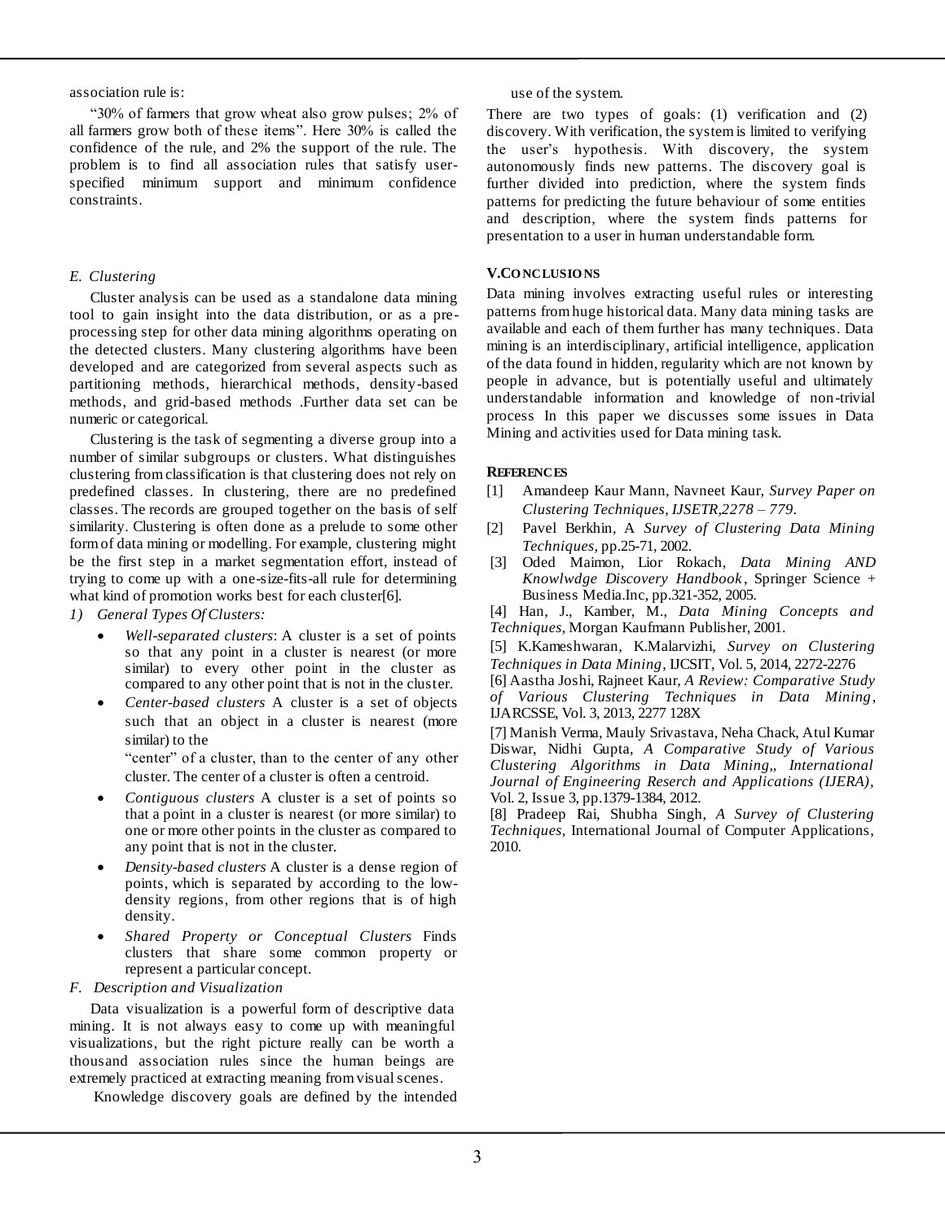association rule is:

"30% of farmers that grow wheat also grow pulses; 2% of all farmers grow both of these items". Here 30% is called the confidence of the rule, and 2% the support of the rule. The problem is to find all association rules that satisfy user-specified minimum support and minimum confidence constraints.

### *E. Clustering*

Cluster analysis can be used as a standalone data mining tool to gain insight into the data distribution, or as a pre-processing step for other data mining algorithms operating on the detected clusters. Many clustering algorithms have been developed and are categorized from several aspects such as partitioning methods, hierarchical methods, density-based methods, and grid-based methods .Further data set can be numeric or categorical.

Clustering is the task of segmenting a diverse group into a number of similar subgroups or clusters. What distinguishes clustering from classification is that clustering does not rely on predefined classes. In clustering, there are no predefined classes. The records are grouped together on the basis of self similarity. Clustering is often done as a prelude to some other form of data mining or modelling. For example, clustering might be the first step in a market segmentation effort, instead of trying to come up with a one-size-fits-all rule for determining what kind of promotion works best for each cluster[6].

*1) General Types Of Clusters:*

- *Well-separated clusters*: A cluster is a set of points so that any point in a cluster is nearest (or more similar) to every other point in the cluster as compared to any other point that is not in the cluster.
- *Center-based clusters* A cluster is a set of objects such that an object in a cluster is nearest (more similar) to the "center" of a cluster, than to the center of any other cluster. The center of a cluster is often a centroid.
- *Contiguous clusters* A cluster is a set of points so that a point in a cluster is nearest (or more similar) to one or more other points in the cluster as compared to any point that is not in the cluster.
- *Density-based clusters* A cluster is a dense region of points, which is separated by according to the low-density regions, from other regions that is of high density.
- *Shared Property or Conceptual Clusters* Finds clusters that share some common property or represent a particular concept.

### *F. Description and Visualization*

Data visualization is a powerful form of descriptive data mining. It is not always easy to come up with meaningful visualizations, but the right picture really can be worth a thousand association rules since the human beings are extremely practiced at extracting meaning from visual scenes.

Knowledge discovery goals are defined by the intended use of the system.

There are two types of goals: (1) verification and (2) discovery. With verification, the system is limited to verifying the user's hypothesis. With discovery, the system autonomously finds new patterns. The discovery goal is further divided into prediction, where the system finds patterns for predicting the future behaviour of some entities and description, where the system finds patterns for presentation to a user in human understandable form.

## V.CONCLUSIONS

Data mining involves extracting useful rules or interesting patterns from huge historical data. Many data mining tasks are available and each of them further has many techniques. Data mining is an interdisciplinary, artificial intelligence, application of the data found in hidden, regularity which are not known by people in advance, but is potentially useful and ultimately understandable information and knowledge of non-trivial process In this paper we discusses some issues in Data Mining and activities used for Data mining task.

## REFERENCES

[1] Amandeep Kaur Mann, Navneet Kaur, *Survey Paper on Clustering Techniques, IJSETR,2278 – 779.*

[2] Pavel Berkhin, A *Survey of Clustering Data Mining Techniques*, pp.25-71, 2002.

[3] Oded Maimon, Lior Rokach, *Data Mining AND Knowlwdge Discovery Handbook*, Springer Science + Business Media.Inc, pp.321-352, 2005.

[4] Han, J., Kamber, M., *Data Mining Concepts and Techniques*, Morgan Kaufmann Publisher, 2001.

[5] K.Kameshwaran, K.Malarvizhi, *Survey on Clustering Techniques in Data Mining*, IJCSIT, Vol. 5, 2014, 2272-2276

[6] Aastha Joshi, Rajneet Kaur, *A Review: Comparative Study of Various Clustering Techniques in Data Mining*, IJARCSSE, Vol. 3, 2013, 2277 128X

[7] Manish Verma, Mauly Srivastava, Neha Chack, Atul Kumar Diswar, Nidhi Gupta, *A Comparative Study of Various Clustering Algorithms in Data Mining,, International Journal of Engineering Reserch and Applications (IJERA)*, Vol. 2, Issue 3, pp.1379-1384, 2012.

[8] Pradeep Rai, Shubha Singh, *A Survey of Clustering Techniques*, International Journal of Computer Applications, 2010.